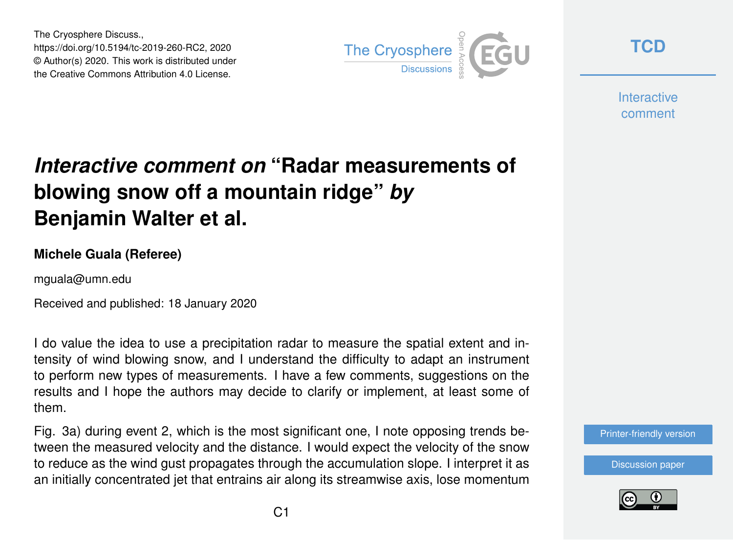The Cryosphere Discuss.,
https://doi.org/10.5194/tc-2019-260-RC2, 2020
© Author(s) 2020. This work is distributed under
the Creative Commons Attribution 4.0 License.

# *Interactive comment on* "Radar measurements of blowing snow off a mountain ridge" *by* Benjamin Walter et al.

**Michele Guala (Referee)**

mguala@umn.edu

Received and published: 18 January 2020

I do value the idea to use a precipitation radar to measure the spatial extent and intensity of wind blowing snow, and I understand the difficulty to adapt an instrument to perform new types of measurements. I have a few comments, suggestions on the results and I hope the authors may decide to clarify or implement, at least some of them.

Fig. 3a) during event 2, which is the most significant one, I note opposing trends between the measured velocity and the distance. I would expect the velocity of the snow to reduce as the wind gust propagates through the accumulation slope. I interpret it as an initially concentrated jet that entrains air along its streamwise axis, lose momentum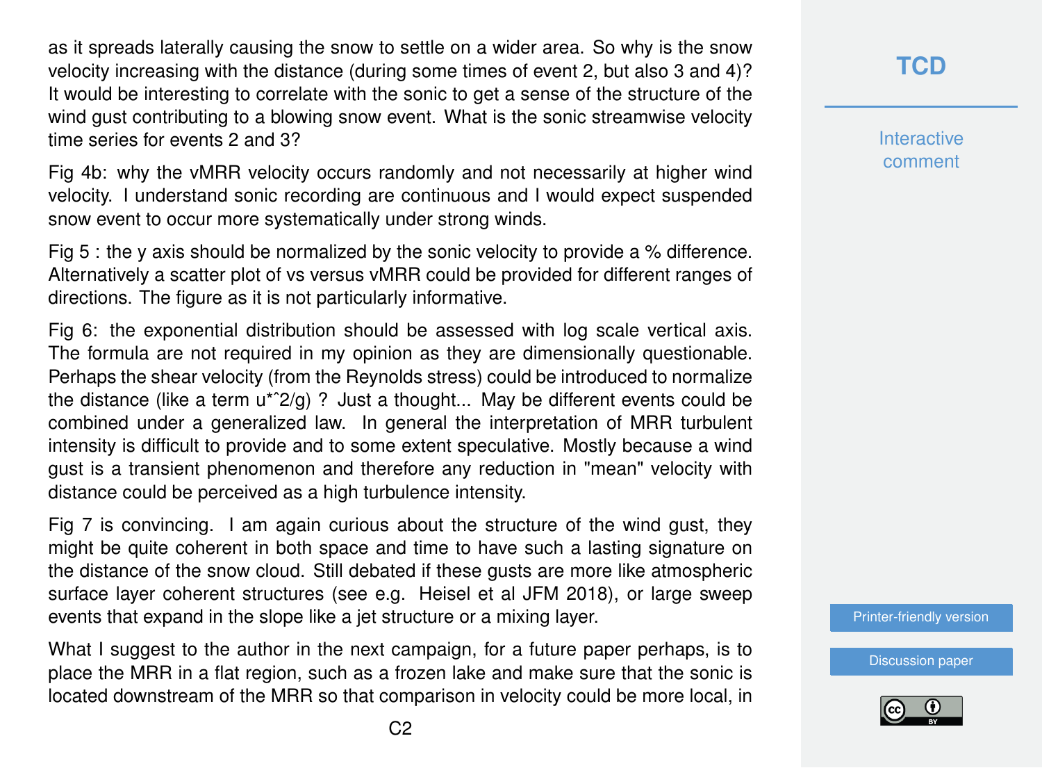as it spreads laterally causing the snow to settle on a wider area. So why is the snow velocity increasing with the distance (during some times of event 2, but also 3 and 4)? It would be interesting to correlate with the sonic to get a sense of the structure of the wind gust contributing to a blowing snow event. What is the sonic streamwise velocity time series for events 2 and 3?

Fig 4b: why the vMRR velocity occurs randomly and not necessarily at higher wind velocity. I understand sonic recording are continuous and I would expect suspended snow event to occur more systematically under strong winds.

Fig 5 : the y axis should be normalized by the sonic velocity to provide a % difference. Alternatively a scatter plot of vs versus vMRR could be provided for different ranges of directions. The figure as it is not particularly informative.

Fig 6: the exponential distribution should be assessed with log scale vertical axis. The formula are not required in my opinion as they are dimensionally questionable. Perhaps the shear velocity (from the Reynolds stress) could be introduced to normalize the distance (like a term u*ˆ2/g) ? Just a thought... May be different events could be combined under a generalized law. In general the interpretation of MRR turbulent intensity is difficult to provide and to some extent speculative. Mostly because a wind gust is a transient phenomenon and therefore any reduction in "mean" velocity with distance could be perceived as a high turbulence intensity.

Fig 7 is convincing. I am again curious about the structure of the wind gust, they might be quite coherent in both space and time to have such a lasting signature on the distance of the snow cloud. Still debated if these gusts are more like atmospheric surface layer coherent structures (see e.g. Heisel et al JFM 2018), or large sweep events that expand in the slope like a jet structure or a mixing layer.

What I suggest to the author in the next campaign, for a future paper perhaps, is to place the MRR in a flat region, such as a frozen lake and make sure that the sonic is located downstream of the MRR so that comparison in velocity could be more local, in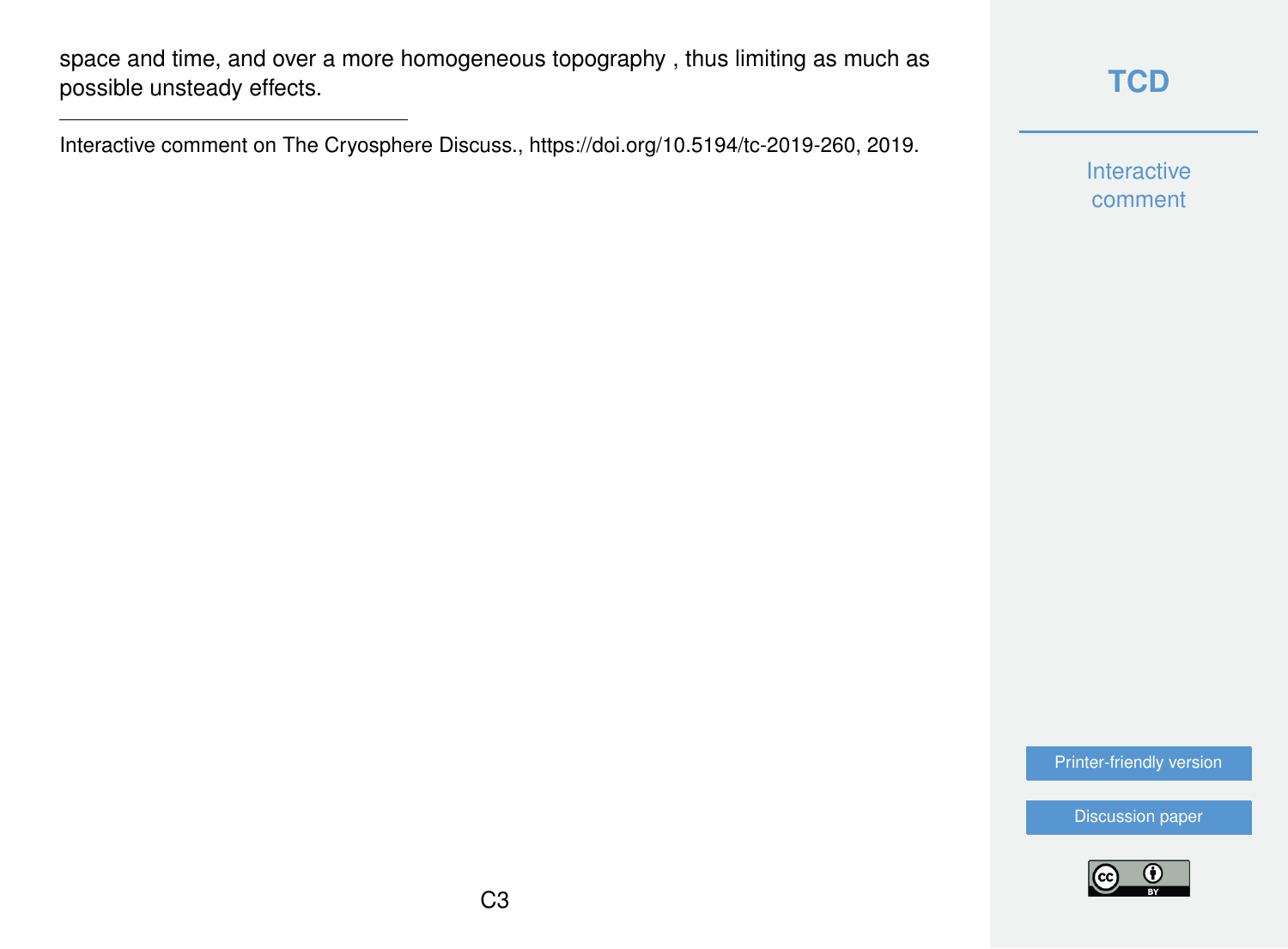space and time, and over a more homogeneous topography , thus limiting as much as possible unsteady effects.

---

Interactive comment on The Cryosphere Discuss., https://doi.org/10.5194/tc-2019-260, 2019.